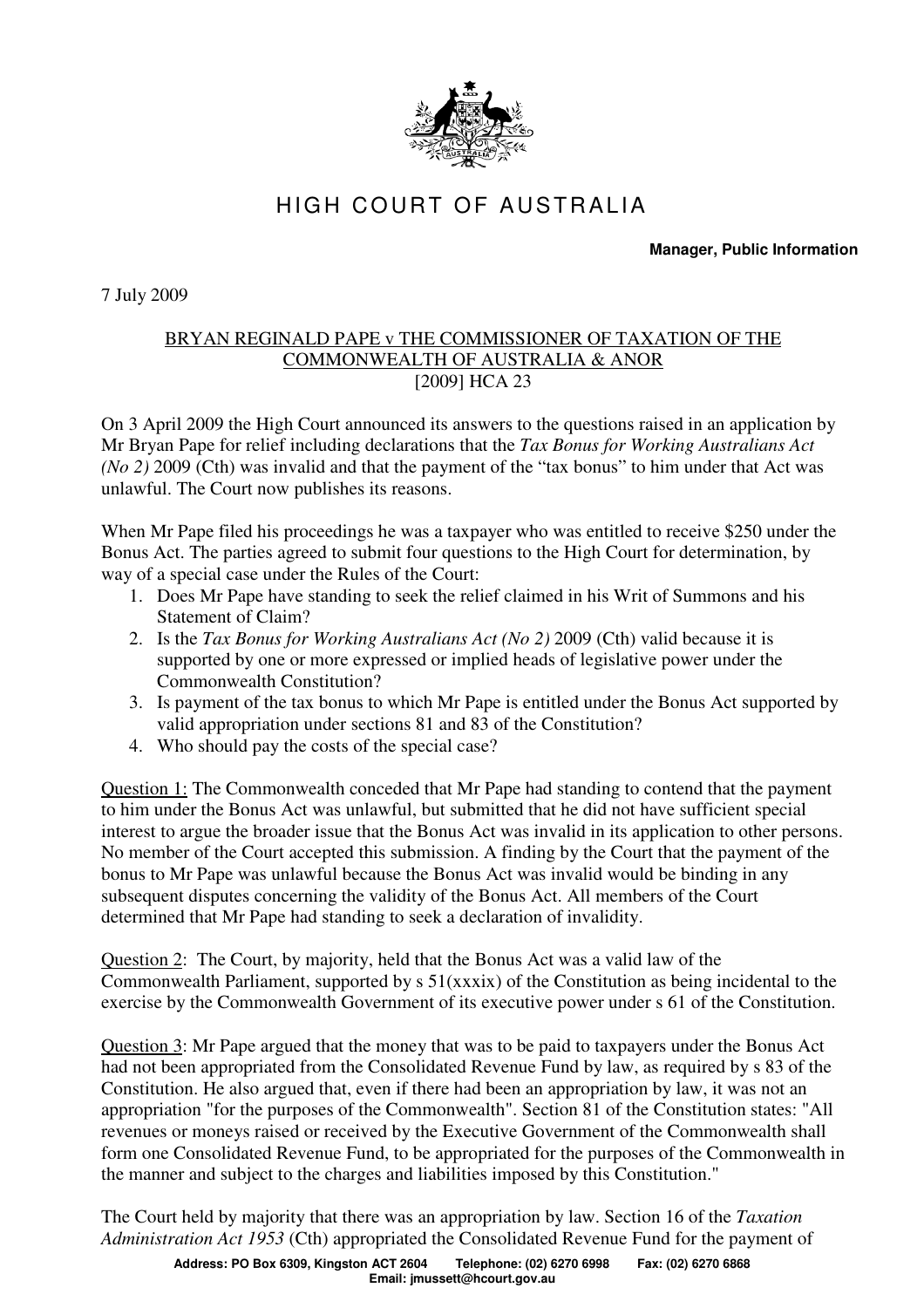# HIGH COURT OF AUSTRALIA

**Manager, Public Information**

7 July 2009

BRYAN REGINALD PAPE v THE COMMISSIONER OF TAXATION OF THE COMMONWEALTH OF AUSTRALIA & ANOR
[2009] HCA 23

On 3 April 2009 the High Court announced its answers to the questions raised in an application by Mr Bryan Pape for relief including declarations that the *Tax Bonus for Working Australians Act (No 2)* 2009 (Cth) was invalid and that the payment of the "tax bonus" to him under that Act was unlawful. The Court now publishes its reasons.

When Mr Pape filed his proceedings he was a taxpayer who was entitled to receive $250 under the Bonus Act. The parties agreed to submit four questions to the High Court for determination, by way of a special case under the Rules of the Court:

1. Does Mr Pape have standing to seek the relief claimed in his Writ of Summons and his Statement of Claim?
2. Is the *Tax Bonus for Working Australians Act (No 2)* 2009 (Cth) valid because it is supported by one or more expressed or implied heads of legislative power under the Commonwealth Constitution?
3. Is payment of the tax bonus to which Mr Pape is entitled under the Bonus Act supported by valid appropriation under sections 81 and 83 of the Constitution?
4. Who should pay the costs of the special case?

Question 1: The Commonwealth conceded that Mr Pape had standing to contend that the payment to him under the Bonus Act was unlawful, but submitted that he did not have sufficient special interest to argue the broader issue that the Bonus Act was invalid in its application to other persons. No member of the Court accepted this submission. A finding by the Court that the payment of the bonus to Mr Pape was unlawful because the Bonus Act was invalid would be binding in any subsequent disputes concerning the validity of the Bonus Act. All members of the Court determined that Mr Pape had standing to seek a declaration of invalidity.

Question 2: The Court, by majority, held that the Bonus Act was a valid law of the Commonwealth Parliament, supported by s 51(xxxix) of the Constitution as being incidental to the exercise by the Commonwealth Government of its executive power under s 61 of the Constitution.

Question 3: Mr Pape argued that the money that was to be paid to taxpayers under the Bonus Act had not been appropriated from the Consolidated Revenue Fund by law, as required by s 83 of the Constitution. He also argued that, even if there had been an appropriation by law, it was not an appropriation "for the purposes of the Commonwealth". Section 81 of the Constitution states: "All revenues or moneys raised or received by the Executive Government of the Commonwealth shall form one Consolidated Revenue Fund, to be appropriated for the purposes of the Commonwealth in the manner and subject to the charges and liabilities imposed by this Constitution."

The Court held by majority that there was an appropriation by law. Section 16 of the *Taxation Administration Act 1953* (Cth) appropriated the Consolidated Revenue Fund for the payment of

Address: PO Box 6309, Kingston ACT 2604 Telephone: (02) 6270 6998 Fax: (02) 6270 6868
Email: jmussett@hcourt.gov.au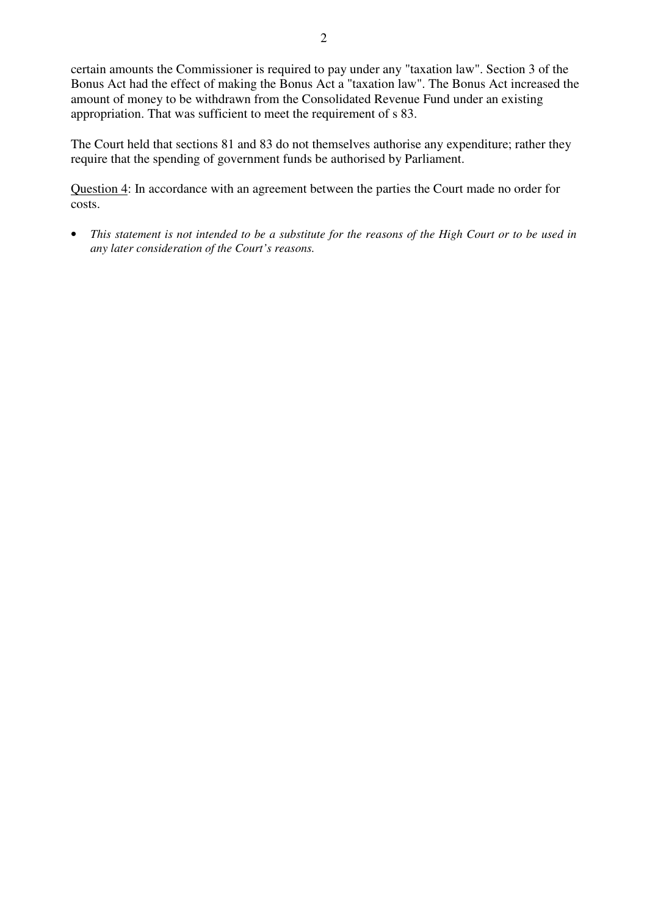certain amounts the Commissioner is required to pay under any "taxation law". Section 3 of the Bonus Act had the effect of making the Bonus Act a "taxation law". The Bonus Act increased the amount of money to be withdrawn from the Consolidated Revenue Fund under an existing appropriation. That was sufficient to meet the requirement of s 83.

The Court held that sections 81 and 83 do not themselves authorise any expenditure; rather they require that the spending of government funds be authorised by Parliament.

Question 4: In accordance with an agreement between the parties the Court made no order for costs.

- *This statement is not intended to be a substitute for the reasons of the High Court or to be used in any later consideration of the Court's reasons.*